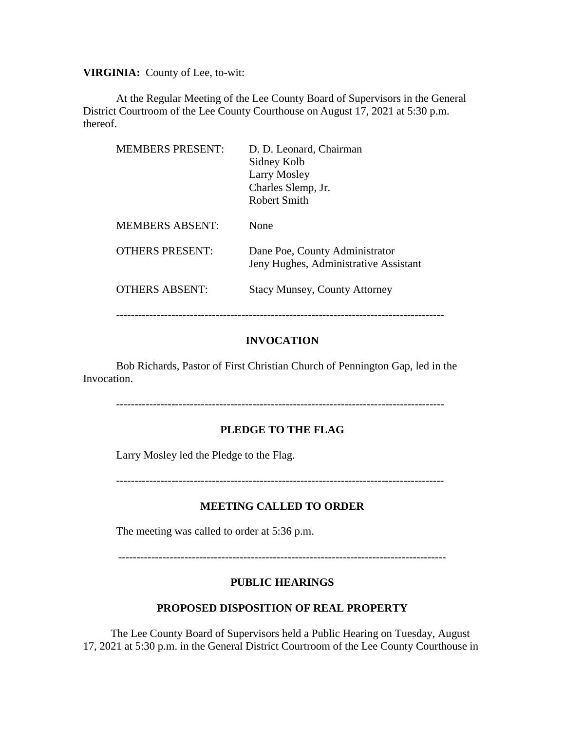**VIRGINIA:** County of Lee, to-wit:

At the Regular Meeting of the Lee County Board of Supervisors in the General District Courtroom of the Lee County Courthouse on August 17, 2021 at 5:30 p.m. thereof.

| | |
|---|---|
| MEMBERS PRESENT: | D. D. Leonard, Chairman<br>Sidney Kolb<br>Larry Mosley<br>Charles Slemp, Jr.<br>Robert Smith |
| MEMBERS ABSENT: | None |
| OTHERS PRESENT: | Dane Poe, County Administrator<br>Jeny Hughes, Administrative Assistant |
| OTHERS ABSENT: | Stacy Munsey, County Attorney |

---

## INVOCATION

Bob Richards, Pastor of First Christian Church of Pennington Gap, led in the Invocation.

---

## PLEDGE TO THE FLAG

Larry Mosley led the Pledge to the Flag.

---

## MEETING CALLED TO ORDER

The meeting was called to order at 5:36 p.m.

---

## PUBLIC HEARINGS

### PROPOSED DISPOSITION OF REAL PROPERTY

The Lee County Board of Supervisors held a Public Hearing on Tuesday, August 17, 2021 at 5:30 p.m. in the General District Courtroom of the Lee County Courthouse in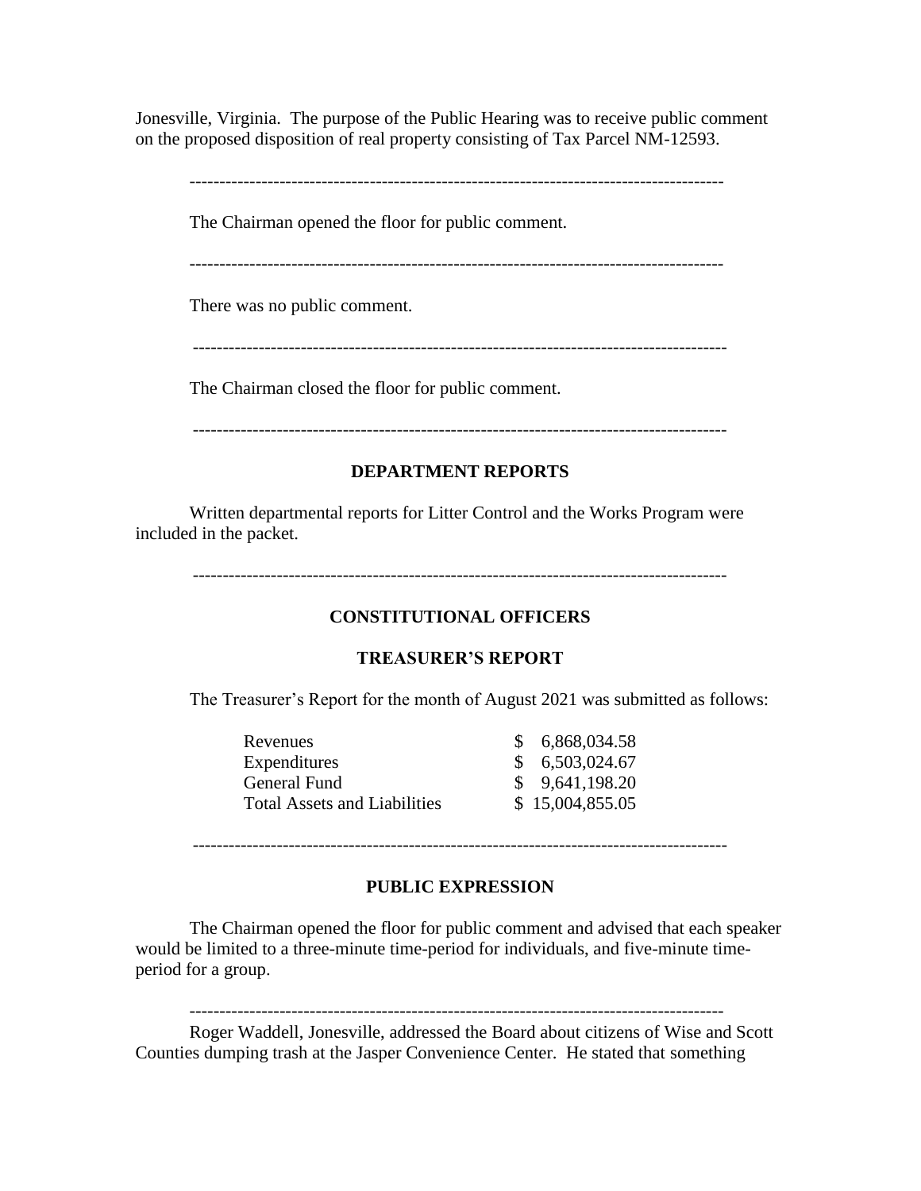Jonesville, Virginia. The purpose of the Public Hearing was to receive public comment on the proposed disposition of real property consisting of Tax Parcel NM-12593.

---

The Chairman opened the floor for public comment.

---

There was no public comment.

---

The Chairman closed the floor for public comment.

---

## DEPARTMENT REPORTS

Written departmental reports for Litter Control and the Works Program were included in the packet.

---

## CONSTITUTIONAL OFFICERS

### TREASURER'S REPORT

The Treasurer's Report for the month of August 2021 was submitted as follows:

| | |
|---|---|
| Revenues | $ 6,868,034.58 |
| Expenditures | $ 6,503,024.67 |
| General Fund | $ 9,641,198.20 |
| Total Assets and Liabilities | $ 15,004,855.05 |

---

## PUBLIC EXPRESSION

The Chairman opened the floor for public comment and advised that each speaker would be limited to a three-minute time-period for individuals, and five-minute time-period for a group.

---

Roger Waddell, Jonesville, addressed the Board about citizens of Wise and Scott Counties dumping trash at the Jasper Convenience Center. He stated that something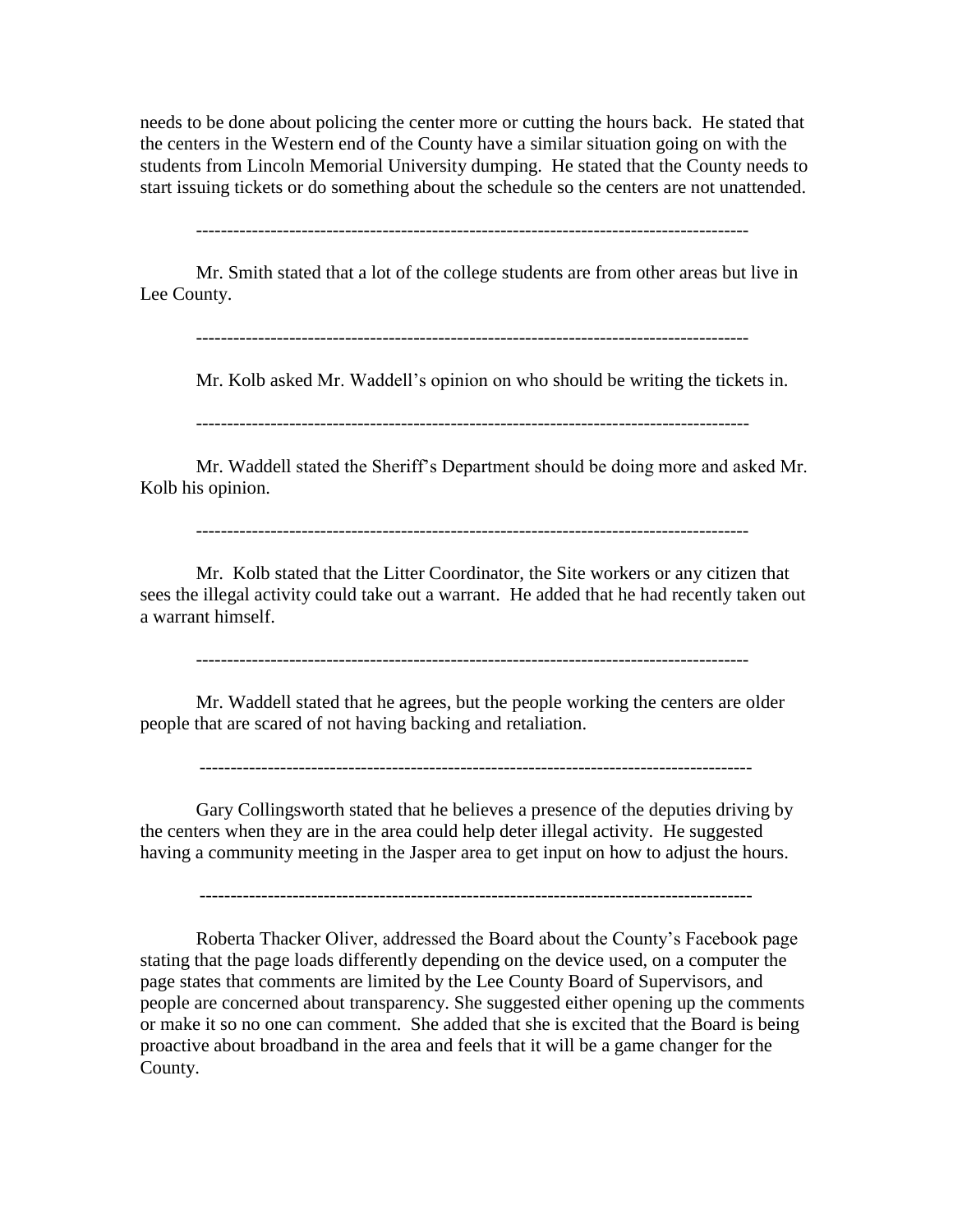needs to be done about policing the center more or cutting the hours back. He stated that the centers in the Western end of the County have a similar situation going on with the students from Lincoln Memorial University dumping. He stated that the County needs to start issuing tickets or do something about the schedule so the centers are not unattended.

---

Mr. Smith stated that a lot of the college students are from other areas but live in Lee County.

---

Mr. Kolb asked Mr. Waddell's opinion on who should be writing the tickets in.

---

Mr. Waddell stated the Sheriff's Department should be doing more and asked Mr. Kolb his opinion.

---

Mr. Kolb stated that the Litter Coordinator, the Site workers or any citizen that sees the illegal activity could take out a warrant. He added that he had recently taken out a warrant himself.

---

Mr. Waddell stated that he agrees, but the people working the centers are older people that are scared of not having backing and retaliation.

---

Gary Collingsworth stated that he believes a presence of the deputies driving by the centers when they are in the area could help deter illegal activity. He suggested having a community meeting in the Jasper area to get input on how to adjust the hours.

---

Roberta Thacker Oliver, addressed the Board about the County's Facebook page stating that the page loads differently depending on the device used, on a computer the page states that comments are limited by the Lee County Board of Supervisors, and people are concerned about transparency. She suggested either opening up the comments or make it so no one can comment. She added that she is excited that the Board is being proactive about broadband in the area and feels that it will be a game changer for the County.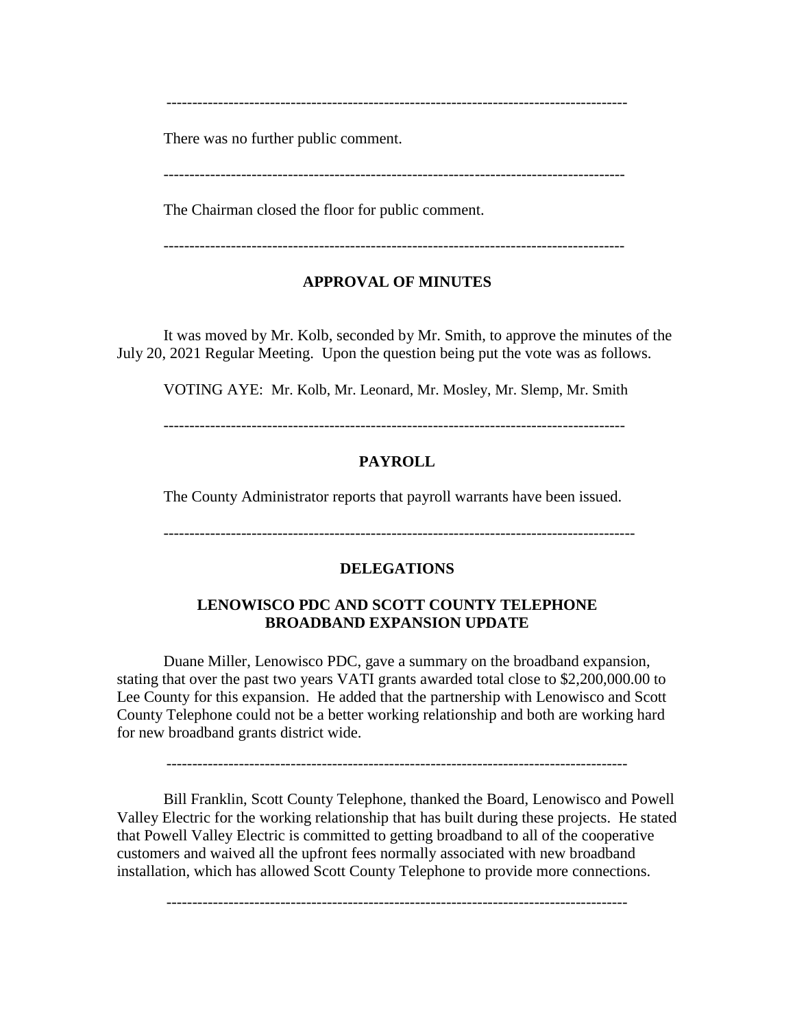---

There was no further public comment.

---

The Chairman closed the floor for public comment.

---

## APPROVAL OF MINUTES

It was moved by Mr. Kolb, seconded by Mr. Smith, to approve the minutes of the July 20, 2021 Regular Meeting. Upon the question being put the vote was as follows.

VOTING AYE: Mr. Kolb, Mr. Leonard, Mr. Mosley, Mr. Slemp, Mr. Smith

---

## PAYROLL

The County Administrator reports that payroll warrants have been issued.

---

## DELEGATIONS

### LENOWISCO PDC AND SCOTT COUNTY TELEPHONE BROADBAND EXPANSION UPDATE

Duane Miller, Lenowisco PDC, gave a summary on the broadband expansion, stating that over the past two years VATI grants awarded total close to $2,200,000.00 to Lee County for this expansion. He added that the partnership with Lenowisco and Scott County Telephone could not be a better working relationship and both are working hard for new broadband grants district wide.

---

Bill Franklin, Scott County Telephone, thanked the Board, Lenowisco and Powell Valley Electric for the working relationship that has built during these projects. He stated that Powell Valley Electric is committed to getting broadband to all of the cooperative customers and waived all the upfront fees normally associated with new broadband installation, which has allowed Scott County Telephone to provide more connections.

---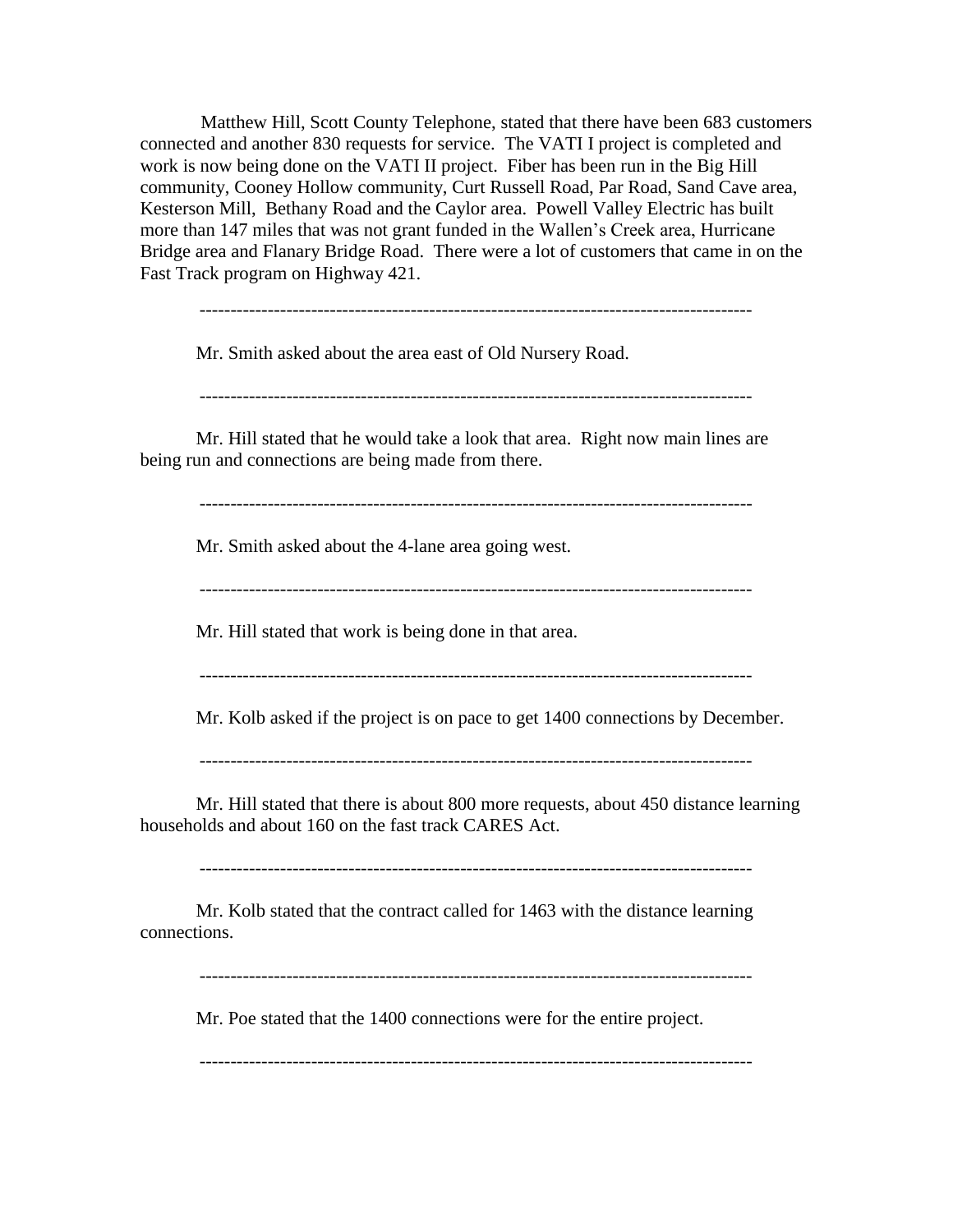Matthew Hill, Scott County Telephone, stated that there have been 683 customers connected and another 830 requests for service. The VATI I project is completed and work is now being done on the VATI II project. Fiber has been run in the Big Hill community, Cooney Hollow community, Curt Russell Road, Par Road, Sand Cave area, Kesterson Mill, Bethany Road and the Caylor area. Powell Valley Electric has built more than 147 miles that was not grant funded in the Wallen's Creek area, Hurricane Bridge area and Flanary Bridge Road. There were a lot of customers that came in on the Fast Track program on Highway 421.

------------------------------------------------------------------------------------------

Mr. Smith asked about the area east of Old Nursery Road.

------------------------------------------------------------------------------------------

Mr. Hill stated that he would take a look that area. Right now main lines are being run and connections are being made from there.

------------------------------------------------------------------------------------------

Mr. Smith asked about the 4-lane area going west.

------------------------------------------------------------------------------------------

Mr. Hill stated that work is being done in that area.

------------------------------------------------------------------------------------------

Mr. Kolb asked if the project is on pace to get 1400 connections by December.

------------------------------------------------------------------------------------------

Mr. Hill stated that there is about 800 more requests, about 450 distance learning households and about 160 on the fast track CARES Act.

------------------------------------------------------------------------------------------

Mr. Kolb stated that the contract called for 1463 with the distance learning connections.

------------------------------------------------------------------------------------------

Mr. Poe stated that the 1400 connections were for the entire project.

------------------------------------------------------------------------------------------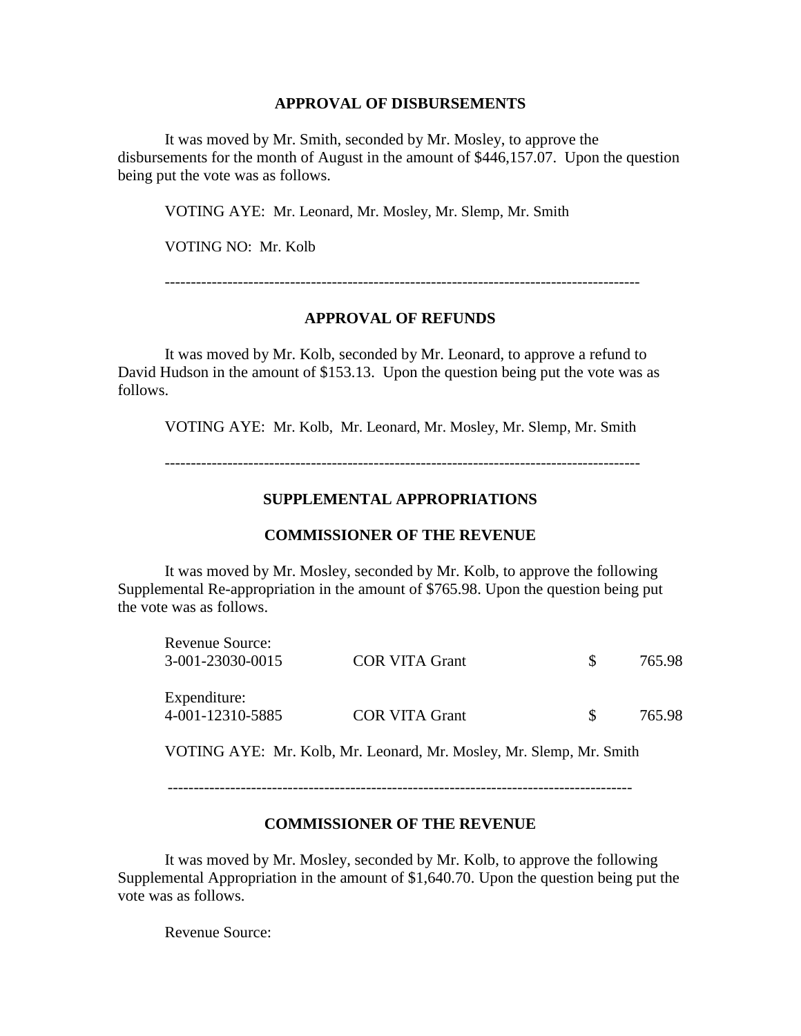**APPROVAL OF DISBURSEMENTS**

It was moved by Mr. Smith, seconded by Mr. Mosley, to approve the disbursements for the month of August in the amount of $446,157.07. Upon the question being put the vote was as follows.

VOTING AYE: Mr. Leonard, Mr. Mosley, Mr. Slemp, Mr. Smith

VOTING NO: Mr. Kolb

---

**APPROVAL OF REFUNDS**

It was moved by Mr. Kolb, seconded by Mr. Leonard, to approve a refund to David Hudson in the amount of $153.13. Upon the question being put the vote was as follows.

VOTING AYE: Mr. Kolb, Mr. Leonard, Mr. Mosley, Mr. Slemp, Mr. Smith

---

**SUPPLEMENTAL APPROPRIATIONS**

**COMMISSIONER OF THE REVENUE**

It was moved by Mr. Mosley, seconded by Mr. Kolb, to approve the following Supplemental Re-appropriation in the amount of $765.98. Upon the question being put the vote was as follows.

Revenue Source:

| | | |
|---|---|---|
| 3-001-23030-0015 | COR VITA Grant | $ 765.98 |

Expenditure:

| | | |
|---|---|---|
| 4-001-12310-5885 | COR VITA Grant | $ 765.98 |

VOTING AYE: Mr. Kolb, Mr. Leonard, Mr. Mosley, Mr. Slemp, Mr. Smith

---

**COMMISSIONER OF THE REVENUE**

It was moved by Mr. Mosley, seconded by Mr. Kolb, to approve the following Supplemental Appropriation in the amount of $1,640.70. Upon the question being put the vote was as follows.

Revenue Source: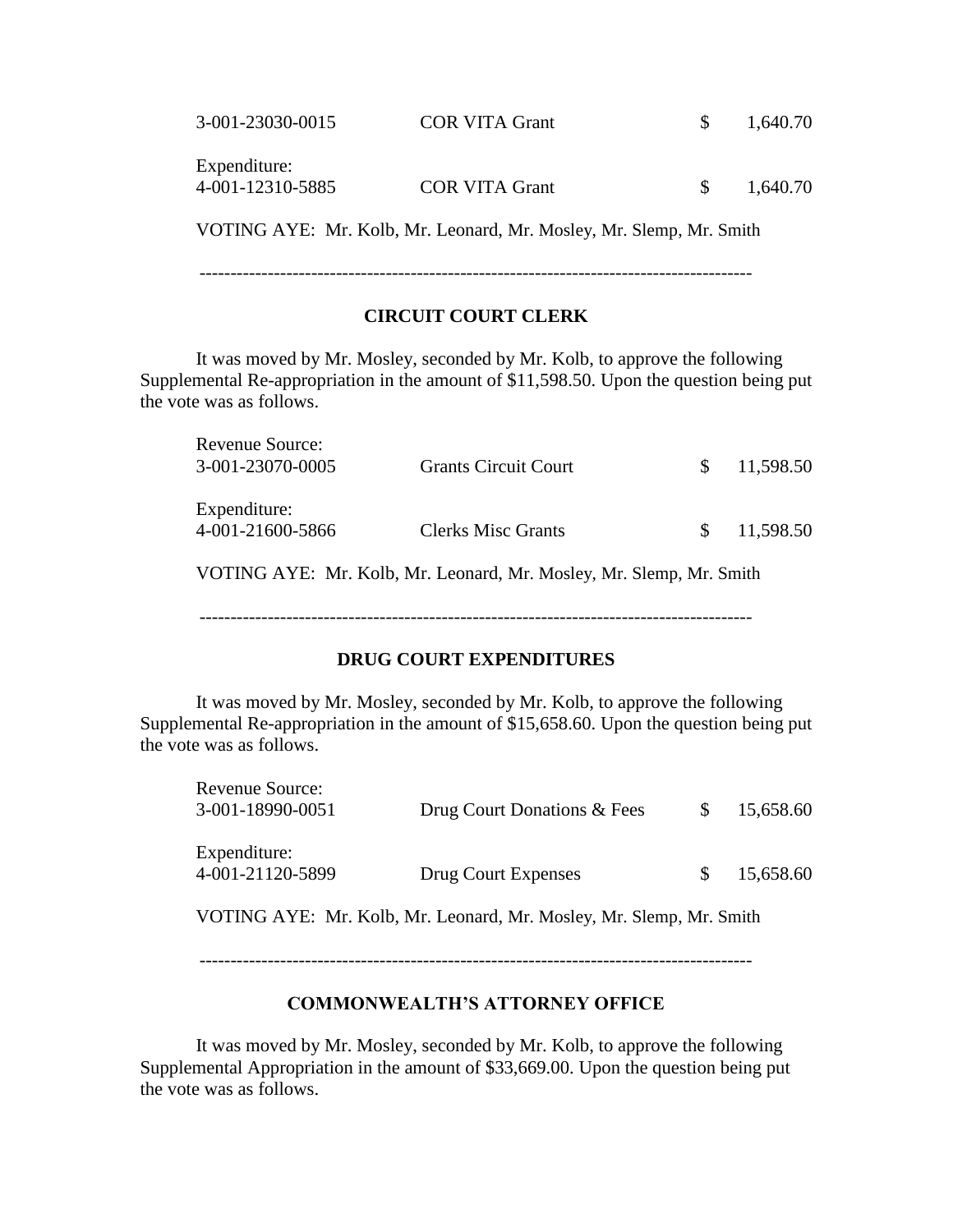| | | |
|---|---|---|
| 3-001-23030-0015 | COR VITA Grant | $ 1,640.70 |
| Expenditure: | | |
| 4-001-12310-5885 | COR VITA Grant | $ 1,640.70 |

VOTING AYE: Mr. Kolb, Mr. Leonard, Mr. Mosley, Mr. Slemp, Mr. Smith

---

## CIRCUIT COURT CLERK

It was moved by Mr. Mosley, seconded by Mr. Kolb, to approve the following Supplemental Re-appropriation in the amount of $11,598.50. Upon the question being put the vote was as follows.

| | | |
|---|---|---|
| Revenue Source: | | |
| 3-001-23070-0005 | Grants Circuit Court | $ 11,598.50 |
| Expenditure: | | |
| 4-001-21600-5866 | Clerks Misc Grants | $ 11,598.50 |

VOTING AYE: Mr. Kolb, Mr. Leonard, Mr. Mosley, Mr. Slemp, Mr. Smith

---

## DRUG COURT EXPENDITURES

It was moved by Mr. Mosley, seconded by Mr. Kolb, to approve the following Supplemental Re-appropriation in the amount of $15,658.60. Upon the question being put the vote was as follows.

| | | |
|---|---|---|
| Revenue Source: | | |
| 3-001-18990-0051 | Drug Court Donations & Fees | $ 15,658.60 |
| Expenditure: | | |
| 4-001-21120-5899 | Drug Court Expenses | $ 15,658.60 |

VOTING AYE: Mr. Kolb, Mr. Leonard, Mr. Mosley, Mr. Slemp, Mr. Smith

---

## COMMONWEALTH'S ATTORNEY OFFICE

It was moved by Mr. Mosley, seconded by Mr. Kolb, to approve the following Supplemental Appropriation in the amount of $33,669.00. Upon the question being put the vote was as follows.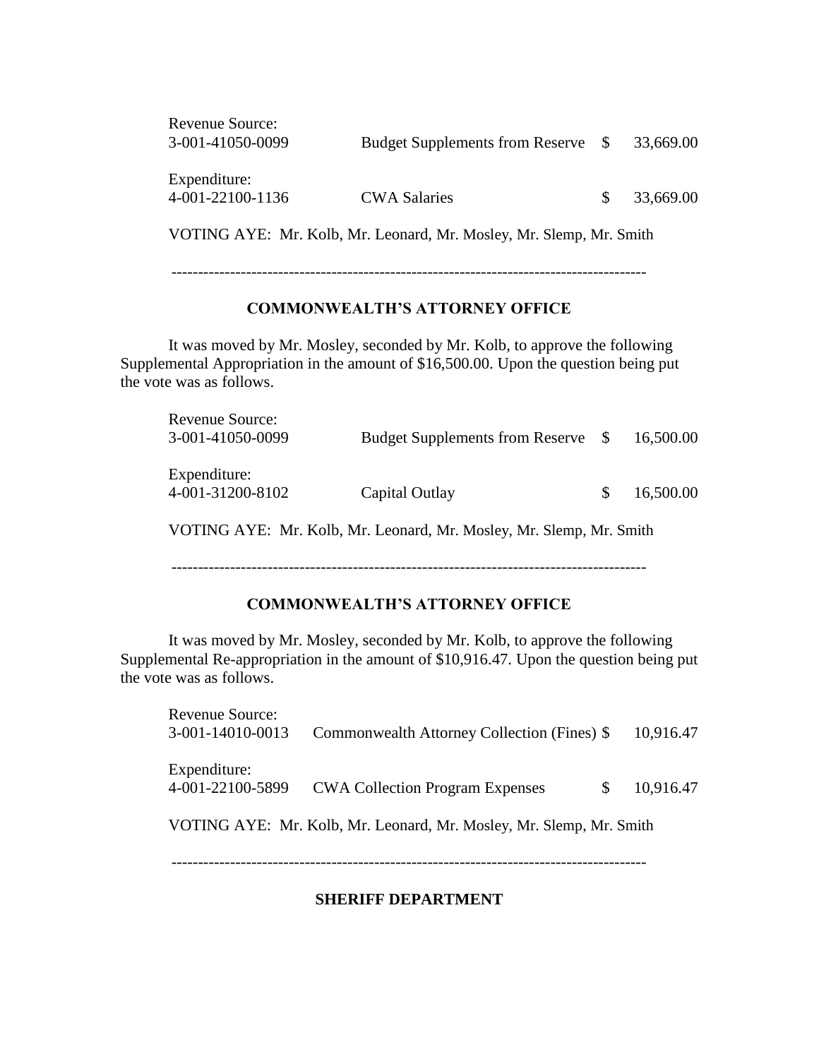Revenue Source:

| | | |
|---|---|---|
| 3-001-41050-0099 | Budget Supplements from Reserve | $ 33,669.00 |

Expenditure:

| | | |
|---|---|---|
| 4-001-22100-1136 | CWA Salaries | $ 33,669.00 |

VOTING AYE: Mr. Kolb, Mr. Leonard, Mr. Mosley, Mr. Slemp, Mr. Smith

---

**COMMONWEALTH'S ATTORNEY OFFICE**

It was moved by Mr. Mosley, seconded by Mr. Kolb, to approve the following Supplemental Appropriation in the amount of $16,500.00. Upon the question being put the vote was as follows.

Revenue Source:

| | | |
|---|---|---|
| 3-001-41050-0099 | Budget Supplements from Reserve | $ 16,500.00 |

Expenditure:

| | | |
|---|---|---|
| 4-001-31200-8102 | Capital Outlay | $ 16,500.00 |

VOTING AYE: Mr. Kolb, Mr. Leonard, Mr. Mosley, Mr. Slemp, Mr. Smith

---

**COMMONWEALTH'S ATTORNEY OFFICE**

It was moved by Mr. Mosley, seconded by Mr. Kolb, to approve the following Supplemental Re-appropriation in the amount of $10,916.47. Upon the question being put the vote was as follows.

Revenue Source:

| | | |
|---|---|---|
| 3-001-14010-0013 | Commonwealth Attorney Collection (Fines) | $ 10,916.47 |

Expenditure:

| | | |
|---|---|---|
| 4-001-22100-5899 | CWA Collection Program Expenses | $ 10,916.47 |

VOTING AYE: Mr. Kolb, Mr. Leonard, Mr. Mosley, Mr. Slemp, Mr. Smith

---

**SHERIFF DEPARTMENT**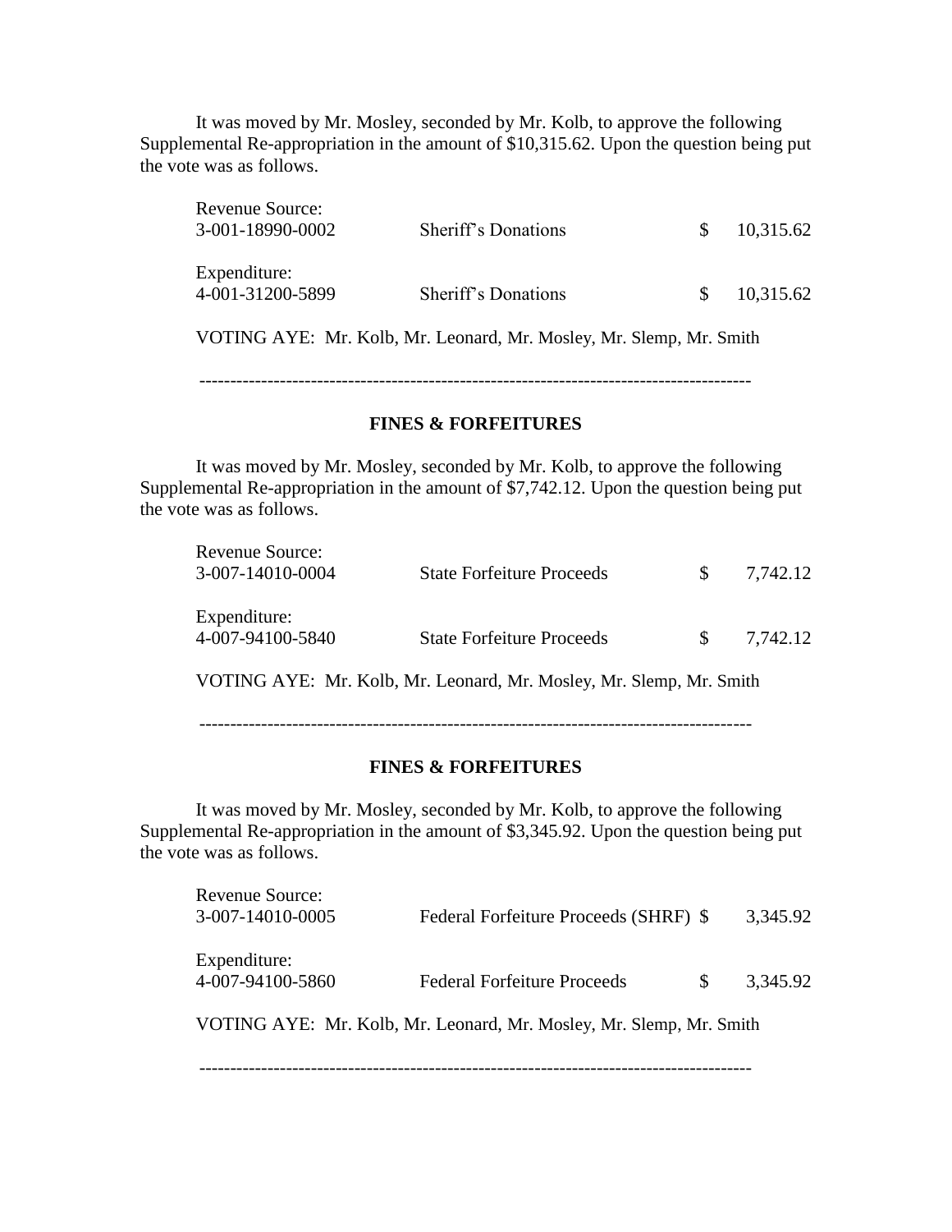It was moved by Mr. Mosley, seconded by Mr. Kolb, to approve the following Supplemental Re-appropriation in the amount of $10,315.62. Upon the question being put the vote was as follows.

| | | | |
|---|---|---|---|
| Revenue Source: | | | |
| 3-001-18990-0002 | Sheriff's Donations | $ | 10,315.62 |
| Expenditure: | | | |
| 4-001-31200-5899 | Sheriff's Donations | $ | 10,315.62 |

VOTING AYE: Mr. Kolb, Mr. Leonard, Mr. Mosley, Mr. Slemp, Mr. Smith

---

**FINES & FORFEITURES**

It was moved by Mr. Mosley, seconded by Mr. Kolb, to approve the following Supplemental Re-appropriation in the amount of $7,742.12. Upon the question being put the vote was as follows.

| | | | |
|---|---|---|---|
| Revenue Source: | | | |
| 3-007-14010-0004 | State Forfeiture Proceeds | $ | 7,742.12 |
| Expenditure: | | | |
| 4-007-94100-5840 | State Forfeiture Proceeds | $ | 7,742.12 |

VOTING AYE: Mr. Kolb, Mr. Leonard, Mr. Mosley, Mr. Slemp, Mr. Smith

---

**FINES & FORFEITURES**

It was moved by Mr. Mosley, seconded by Mr. Kolb, to approve the following Supplemental Re-appropriation in the amount of $3,345.92. Upon the question being put the vote was as follows.

| | | | |
|---|---|---|---|
| Revenue Source: | | | |
| 3-007-14010-0005 | Federal Forfeiture Proceeds (SHRF) | $ | 3,345.92 |
| Expenditure: | | | |
| 4-007-94100-5860 | Federal Forfeiture Proceeds | $ | 3,345.92 |

VOTING AYE: Mr. Kolb, Mr. Leonard, Mr. Mosley, Mr. Slemp, Mr. Smith

---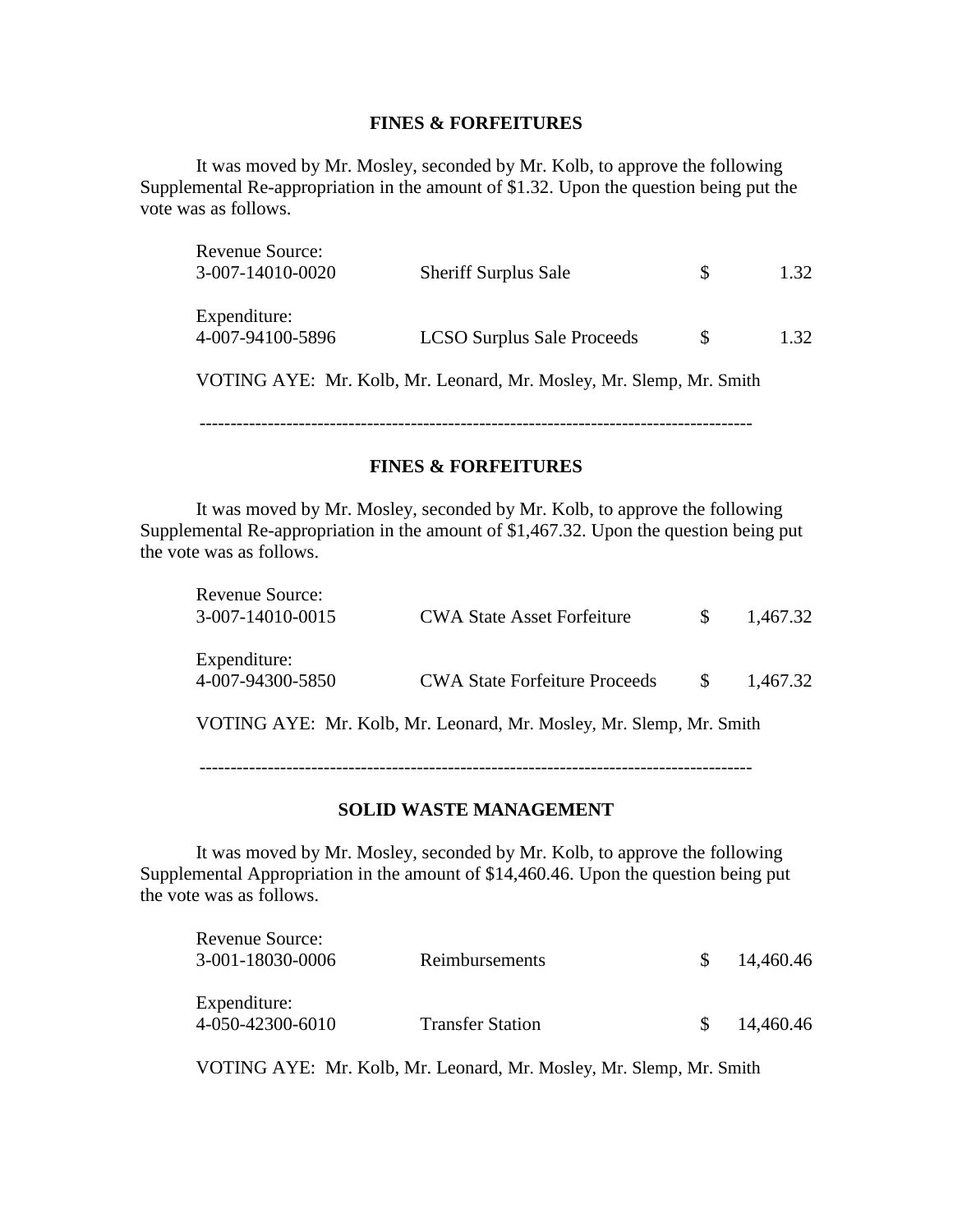**FINES & FORFEITURES**

It was moved by Mr. Mosley, seconded by Mr. Kolb, to approve the following Supplemental Re-appropriation in the amount of $1.32. Upon the question being put the vote was as follows.

| | | | |
|---|---|---|---|
| Revenue Source: | | | |
| 3-007-14010-0020 | Sheriff Surplus Sale | $ | 1.32 |
| Expenditure: | | | |
| 4-007-94100-5896 | LCSO Surplus Sale Proceeds | $ | 1.32 |

VOTING AYE: Mr. Kolb, Mr. Leonard, Mr. Mosley, Mr. Slemp, Mr. Smith

---

**FINES & FORFEITURES**

It was moved by Mr. Mosley, seconded by Mr. Kolb, to approve the following Supplemental Re-appropriation in the amount of $1,467.32. Upon the question being put the vote was as follows.

| | | | |
|---|---|---|---|
| Revenue Source: | | | |
| 3-007-14010-0015 | CWA State Asset Forfeiture | $ | 1,467.32 |
| Expenditure: | | | |
| 4-007-94300-5850 | CWA State Forfeiture Proceeds | $ | 1,467.32 |

VOTING AYE: Mr. Kolb, Mr. Leonard, Mr. Mosley, Mr. Slemp, Mr. Smith

---

**SOLID WASTE MANAGEMENT**

It was moved by Mr. Mosley, seconded by Mr. Kolb, to approve the following Supplemental Appropriation in the amount of $14,460.46. Upon the question being put the vote was as follows.

| | | | |
|---|---|---|---|
| Revenue Source: | | | |
| 3-001-18030-0006 | Reimbursements | $ | 14,460.46 |
| Expenditure: | | | |
| 4-050-42300-6010 | Transfer Station | $ | 14,460.46 |

VOTING AYE: Mr. Kolb, Mr. Leonard, Mr. Mosley, Mr. Slemp, Mr. Smith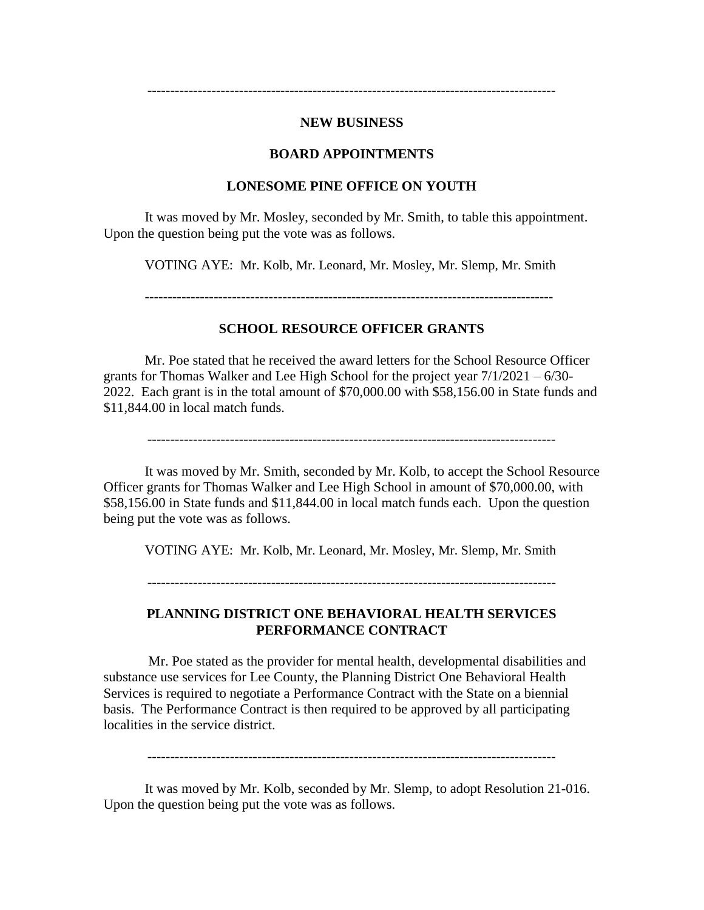---

**NEW BUSINESS**

**BOARD APPOINTMENTS**

**LONESOME PINE OFFICE ON YOUTH**

It was moved by Mr. Mosley, seconded by Mr. Smith, to table this appointment. Upon the question being put the vote was as follows.

VOTING AYE: Mr. Kolb, Mr. Leonard, Mr. Mosley, Mr. Slemp, Mr. Smith

---

**SCHOOL RESOURCE OFFICER GRANTS**

Mr. Poe stated that he received the award letters for the School Resource Officer grants for Thomas Walker and Lee High School for the project year 7/1/2021 – 6/30-2022. Each grant is in the total amount of $70,000.00 with $58,156.00 in State funds and $11,844.00 in local match funds.

---

It was moved by Mr. Smith, seconded by Mr. Kolb, to accept the School Resource Officer grants for Thomas Walker and Lee High School in amount of $70,000.00, with $58,156.00 in State funds and $11,844.00 in local match funds each. Upon the question being put the vote was as follows.

VOTING AYE: Mr. Kolb, Mr. Leonard, Mr. Mosley, Mr. Slemp, Mr. Smith

---

**PLANNING DISTRICT ONE BEHAVIORAL HEALTH SERVICES PERFORMANCE CONTRACT**

Mr. Poe stated as the provider for mental health, developmental disabilities and substance use services for Lee County, the Planning District One Behavioral Health Services is required to negotiate a Performance Contract with the State on a biennial basis. The Performance Contract is then required to be approved by all participating localities in the service district.

---

It was moved by Mr. Kolb, seconded by Mr. Slemp, to adopt Resolution 21-016. Upon the question being put the vote was as follows.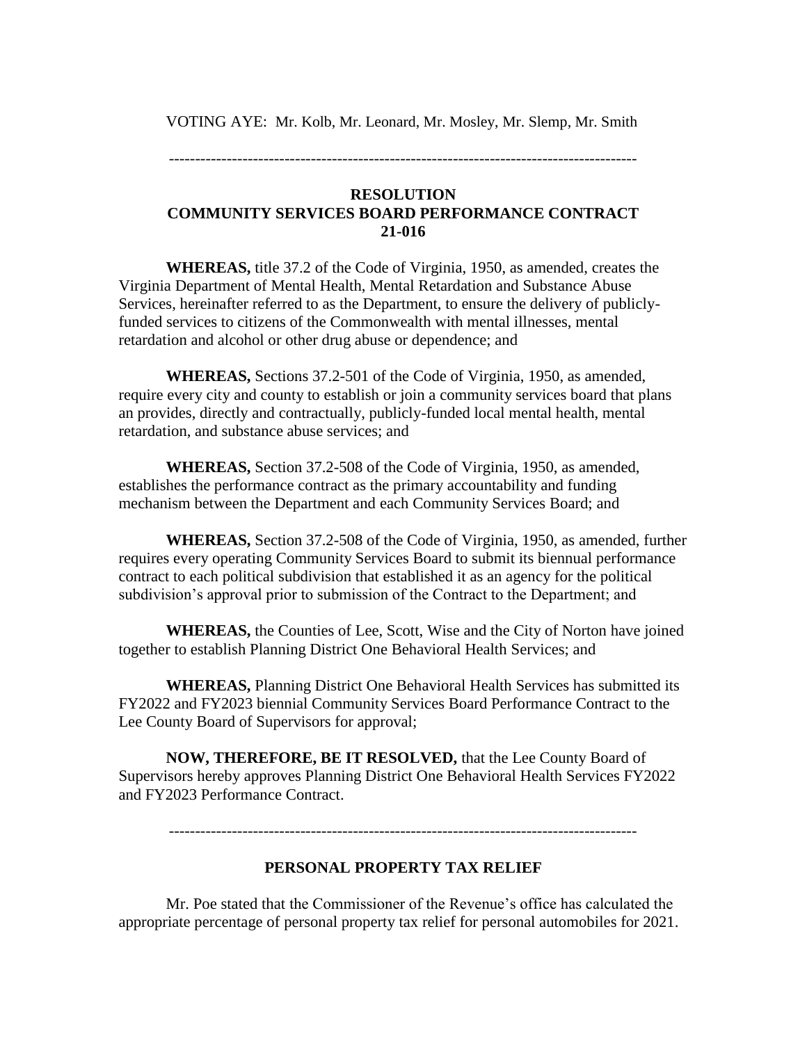VOTING AYE: Mr. Kolb, Mr. Leonard, Mr. Mosley, Mr. Slemp, Mr. Smith

---

**RESOLUTION**
**COMMUNITY SERVICES BOARD PERFORMANCE CONTRACT**
**21-016**

**WHEREAS,** title 37.2 of the Code of Virginia, 1950, as amended, creates the Virginia Department of Mental Health, Mental Retardation and Substance Abuse Services, hereinafter referred to as the Department, to ensure the delivery of publicly-funded services to citizens of the Commonwealth with mental illnesses, mental retardation and alcohol or other drug abuse or dependence; and

**WHEREAS,** Sections 37.2-501 of the Code of Virginia, 1950, as amended, require every city and county to establish or join a community services board that plans an provides, directly and contractually, publicly-funded local mental health, mental retardation, and substance abuse services; and

**WHEREAS,** Section 37.2-508 of the Code of Virginia, 1950, as amended, establishes the performance contract as the primary accountability and funding mechanism between the Department and each Community Services Board; and

**WHEREAS,** Section 37.2-508 of the Code of Virginia, 1950, as amended, further requires every operating Community Services Board to submit its biennual performance contract to each political subdivision that established it as an agency for the political subdivision's approval prior to submission of the Contract to the Department; and

**WHEREAS,** the Counties of Lee, Scott, Wise and the City of Norton have joined together to establish Planning District One Behavioral Health Services; and

**WHEREAS,** Planning District One Behavioral Health Services has submitted its FY2022 and FY2023 biennial Community Services Board Performance Contract to the Lee County Board of Supervisors for approval;

**NOW, THEREFORE, BE IT RESOLVED,** that the Lee County Board of Supervisors hereby approves Planning District One Behavioral Health Services FY2022 and FY2023 Performance Contract.

---

**PERSONAL PROPERTY TAX RELIEF**

Mr. Poe stated that the Commissioner of the Revenue's office has calculated the appropriate percentage of personal property tax relief for personal automobiles for 2021.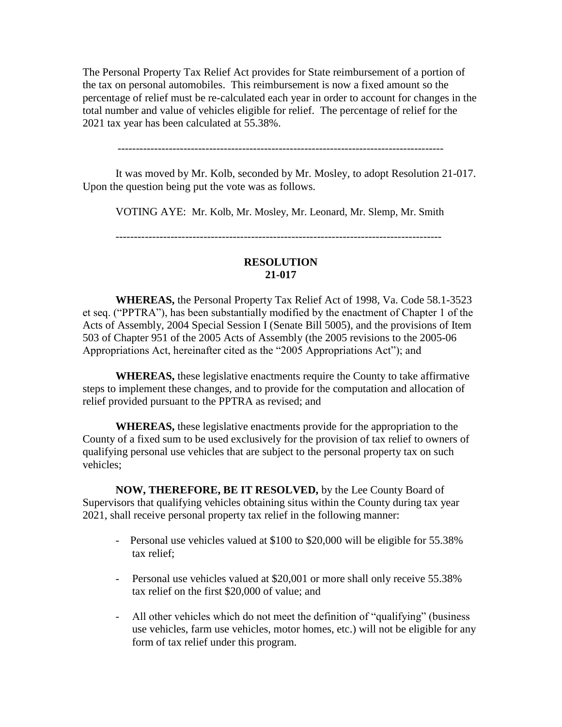The Personal Property Tax Relief Act provides for State reimbursement of a portion of the tax on personal automobiles. This reimbursement is now a fixed amount so the percentage of relief must be re-calculated each year in order to account for changes in the total number and value of vehicles eligible for relief. The percentage of relief for the 2021 tax year has been calculated at 55.38%.

---

It was moved by Mr. Kolb, seconded by Mr. Mosley, to adopt Resolution 21-017. Upon the question being put the vote was as follows.

VOTING AYE: Mr. Kolb, Mr. Mosley, Mr. Leonard, Mr. Slemp, Mr. Smith

---

**RESOLUTION**
**21-017**

**WHEREAS,** the Personal Property Tax Relief Act of 1998, Va. Code 58.1-3523 et seq. ("PPTRA"), has been substantially modified by the enactment of Chapter 1 of the Acts of Assembly, 2004 Special Session I (Senate Bill 5005), and the provisions of Item 503 of Chapter 951 of the 2005 Acts of Assembly (the 2005 revisions to the 2005-06 Appropriations Act, hereinafter cited as the "2005 Appropriations Act"); and

**WHEREAS,** these legislative enactments require the County to take affirmative steps to implement these changes, and to provide for the computation and allocation of relief provided pursuant to the PPTRA as revised; and

**WHEREAS,** these legislative enactments provide for the appropriation to the County of a fixed sum to be used exclusively for the provision of tax relief to owners of qualifying personal use vehicles that are subject to the personal property tax on such vehicles;

**NOW, THEREFORE, BE IT RESOLVED,** by the Lee County Board of Supervisors that qualifying vehicles obtaining situs within the County during tax year 2021, shall receive personal property tax relief in the following manner:

- Personal use vehicles valued at $100 to $20,000 will be eligible for 55.38% tax relief;
- Personal use vehicles valued at $20,001 or more shall only receive 55.38% tax relief on the first $20,000 of value; and
- All other vehicles which do not meet the definition of "qualifying" (business use vehicles, farm use vehicles, motor homes, etc.) will not be eligible for any form of tax relief under this program.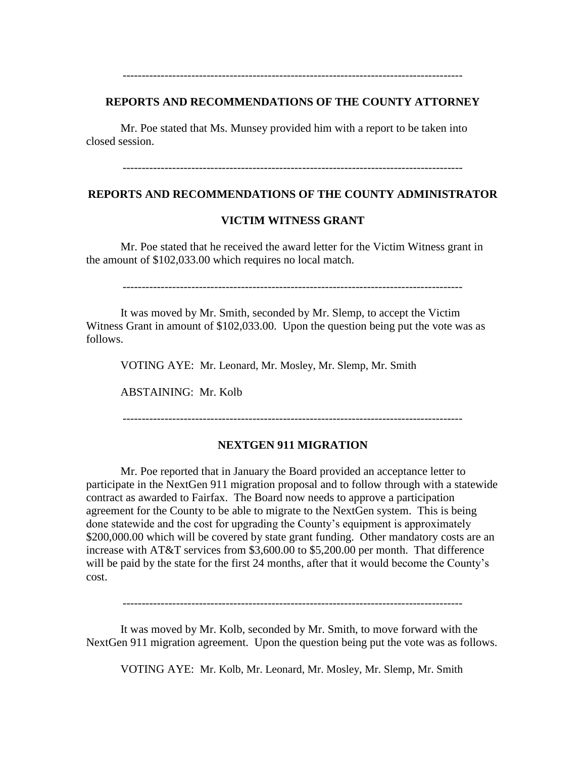---

## REPORTS AND RECOMMENDATIONS OF THE COUNTY ATTORNEY

Mr. Poe stated that Ms. Munsey provided him with a report to be taken into closed session.

---

## REPORTS AND RECOMMENDATIONS OF THE COUNTY ADMINISTRATOR

### VICTIM WITNESS GRANT

Mr. Poe stated that he received the award letter for the Victim Witness grant in the amount of $102,033.00 which requires no local match.

---

It was moved by Mr. Smith, seconded by Mr. Slemp, to accept the Victim Witness Grant in amount of $102,033.00. Upon the question being put the vote was as follows.

VOTING AYE: Mr. Leonard, Mr. Mosley, Mr. Slemp, Mr. Smith

ABSTAINING: Mr. Kolb

---

### NEXTGEN 911 MIGRATION

Mr. Poe reported that in January the Board provided an acceptance letter to participate in the NextGen 911 migration proposal and to follow through with a statewide contract as awarded to Fairfax. The Board now needs to approve a participation agreement for the County to be able to migrate to the NextGen system. This is being done statewide and the cost for upgrading the County's equipment is approximately $200,000.00 which will be covered by state grant funding. Other mandatory costs are an increase with AT&T services from $3,600.00 to $5,200.00 per month. That difference will be paid by the state for the first 24 months, after that it would become the County's cost.

---

It was moved by Mr. Kolb, seconded by Mr. Smith, to move forward with the NextGen 911 migration agreement. Upon the question being put the vote was as follows.

VOTING AYE: Mr. Kolb, Mr. Leonard, Mr. Mosley, Mr. Slemp, Mr. Smith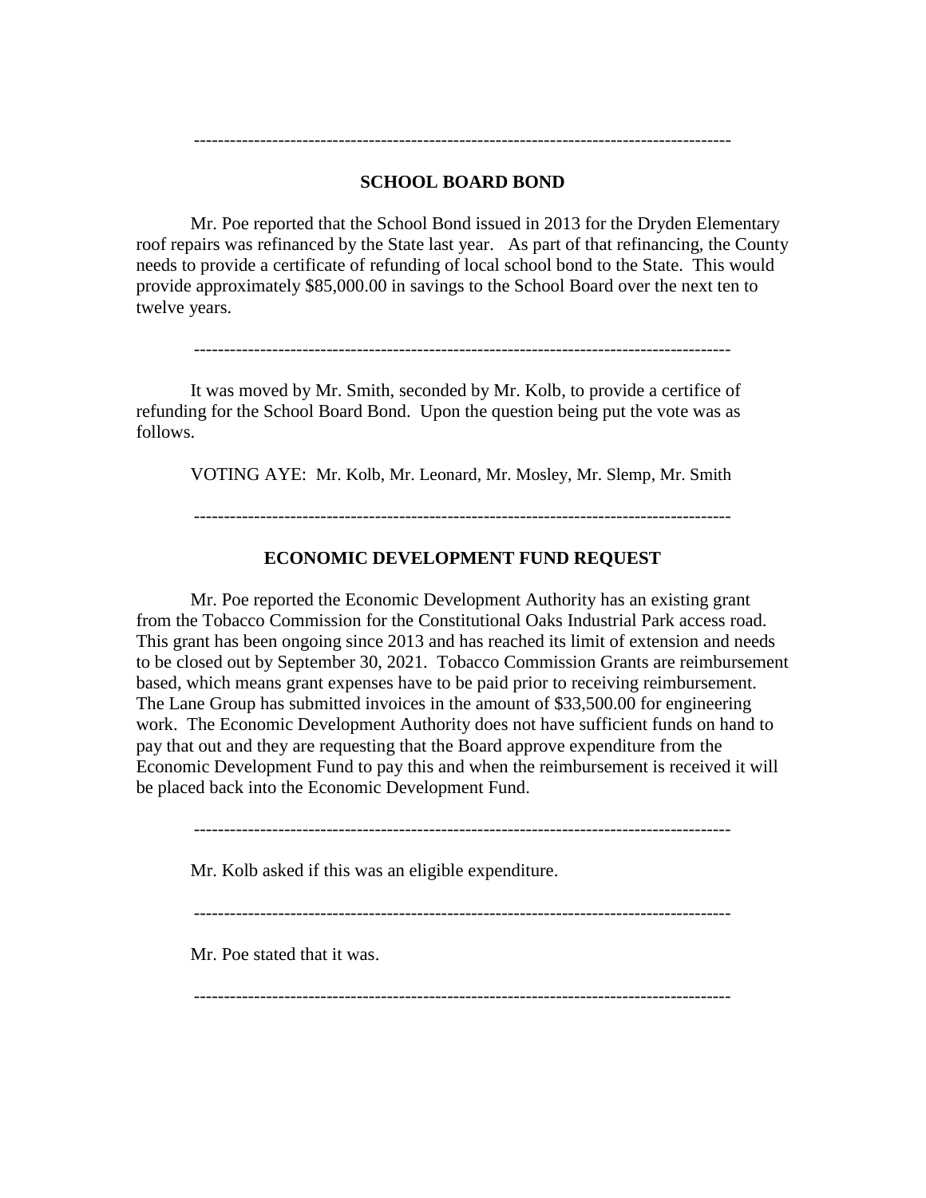---

## SCHOOL BOARD BOND

Mr. Poe reported that the School Bond issued in 2013 for the Dryden Elementary roof repairs was refinanced by the State last year. As part of that refinancing, the County needs to provide a certificate of refunding of local school bond to the State. This would provide approximately $85,000.00 in savings to the School Board over the next ten to twelve years.

---

It was moved by Mr. Smith, seconded by Mr. Kolb, to provide a certifice of refunding for the School Board Bond. Upon the question being put the vote was as follows.

VOTING AYE: Mr. Kolb, Mr. Leonard, Mr. Mosley, Mr. Slemp, Mr. Smith

---

## ECONOMIC DEVELOPMENT FUND REQUEST

Mr. Poe reported the Economic Development Authority has an existing grant from the Tobacco Commission for the Constitutional Oaks Industrial Park access road. This grant has been ongoing since 2013 and has reached its limit of extension and needs to be closed out by September 30, 2021. Tobacco Commission Grants are reimbursement based, which means grant expenses have to be paid prior to receiving reimbursement. The Lane Group has submitted invoices in the amount of $33,500.00 for engineering work. The Economic Development Authority does not have sufficient funds on hand to pay that out and they are requesting that the Board approve expenditure from the Economic Development Fund to pay this and when the reimbursement is received it will be placed back into the Economic Development Fund.

---

Mr. Kolb asked if this was an eligible expenditure.

---

Mr. Poe stated that it was.

---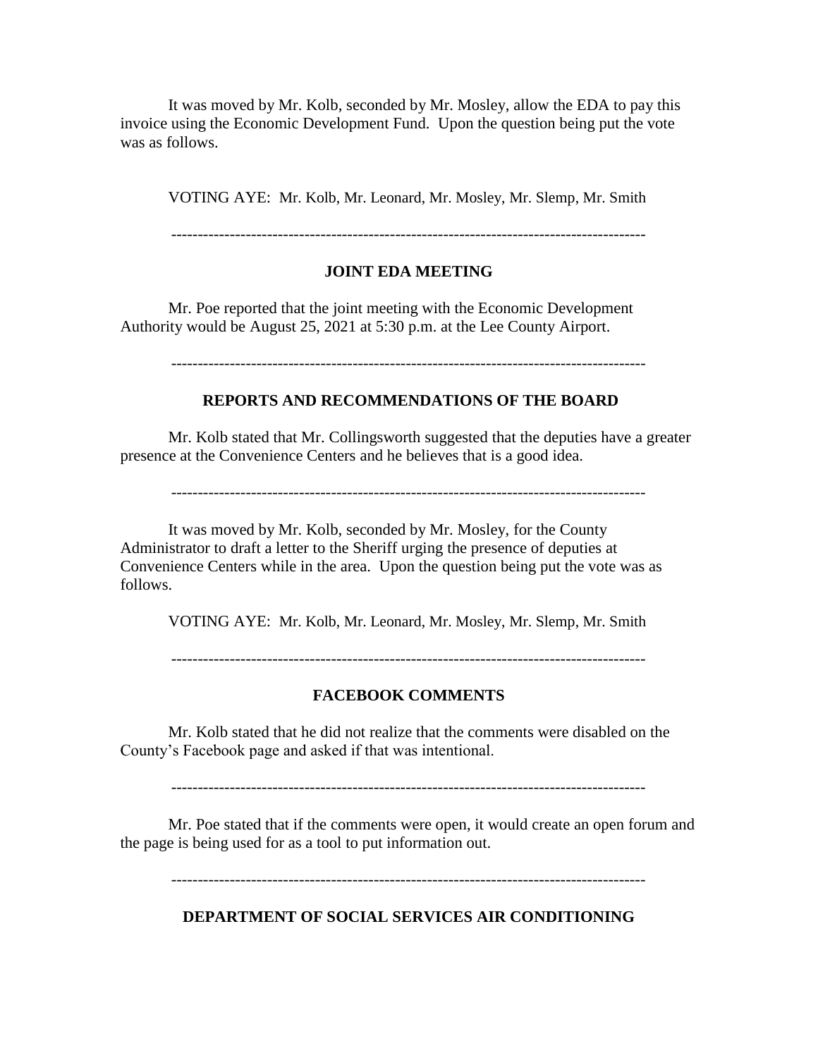It was moved by Mr. Kolb, seconded by Mr. Mosley, allow the EDA to pay this invoice using the Economic Development Fund. Upon the question being put the vote was as follows.

VOTING AYE: Mr. Kolb, Mr. Leonard, Mr. Mosley, Mr. Slemp, Mr. Smith

---

**JOINT EDA MEETING**

Mr. Poe reported that the joint meeting with the Economic Development Authority would be August 25, 2021 at 5:30 p.m. at the Lee County Airport.

---

**REPORTS AND RECOMMENDATIONS OF THE BOARD**

Mr. Kolb stated that Mr. Collingsworth suggested that the deputies have a greater presence at the Convenience Centers and he believes that is a good idea.

---

It was moved by Mr. Kolb, seconded by Mr. Mosley, for the County Administrator to draft a letter to the Sheriff urging the presence of deputies at Convenience Centers while in the area. Upon the question being put the vote was as follows.

VOTING AYE: Mr. Kolb, Mr. Leonard, Mr. Mosley, Mr. Slemp, Mr. Smith

---

**FACEBOOK COMMENTS**

Mr. Kolb stated that he did not realize that the comments were disabled on the County's Facebook page and asked if that was intentional.

---

Mr. Poe stated that if the comments were open, it would create an open forum and the page is being used for as a tool to put information out.

---

**DEPARTMENT OF SOCIAL SERVICES AIR CONDITIONING**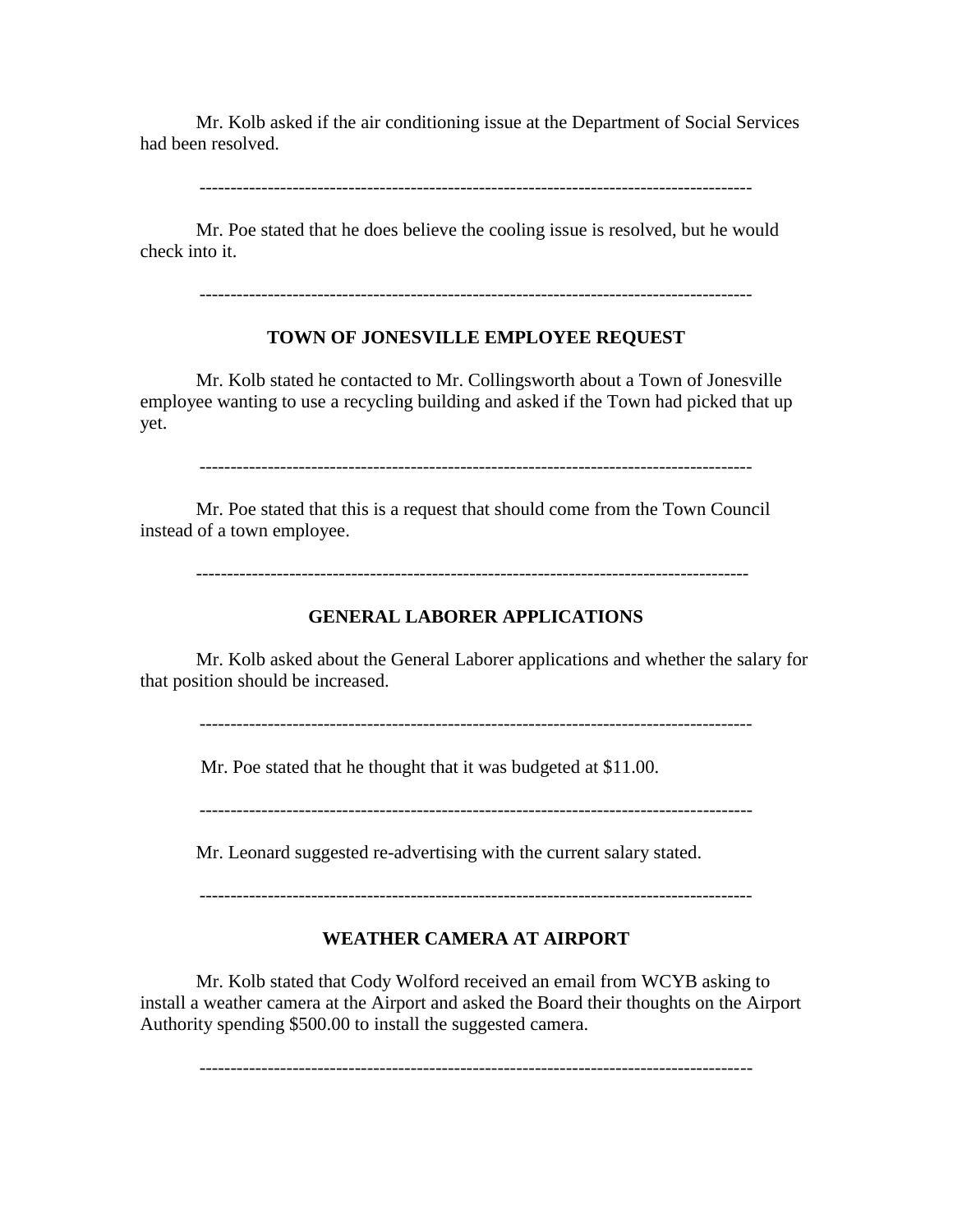Mr. Kolb asked if the air conditioning issue at the Department of Social Services had been resolved.

-----------------------------------------------------------------------------------------

Mr. Poe stated that he does believe the cooling issue is resolved, but he would check into it.

-----------------------------------------------------------------------------------------

### TOWN OF JONESVILLE EMPLOYEE REQUEST

Mr. Kolb stated he contacted to Mr. Collingsworth about a Town of Jonesville employee wanting to use a recycling building and asked if the Town had picked that up yet.

-----------------------------------------------------------------------------------------

Mr. Poe stated that this is a request that should come from the Town Council instead of a town employee.

-----------------------------------------------------------------------------------------

### GENERAL LABORER APPLICATIONS

Mr. Kolb asked about the General Laborer applications and whether the salary for that position should be increased.

-----------------------------------------------------------------------------------------

Mr. Poe stated that he thought that it was budgeted at $11.00.

-----------------------------------------------------------------------------------------

Mr. Leonard suggested re-advertising with the current salary stated.

-----------------------------------------------------------------------------------------

### WEATHER CAMERA AT AIRPORT

Mr. Kolb stated that Cody Wolford received an email from WCYB asking to install a weather camera at the Airport and asked the Board their thoughts on the Airport Authority spending $500.00 to install the suggested camera.

-----------------------------------------------------------------------------------------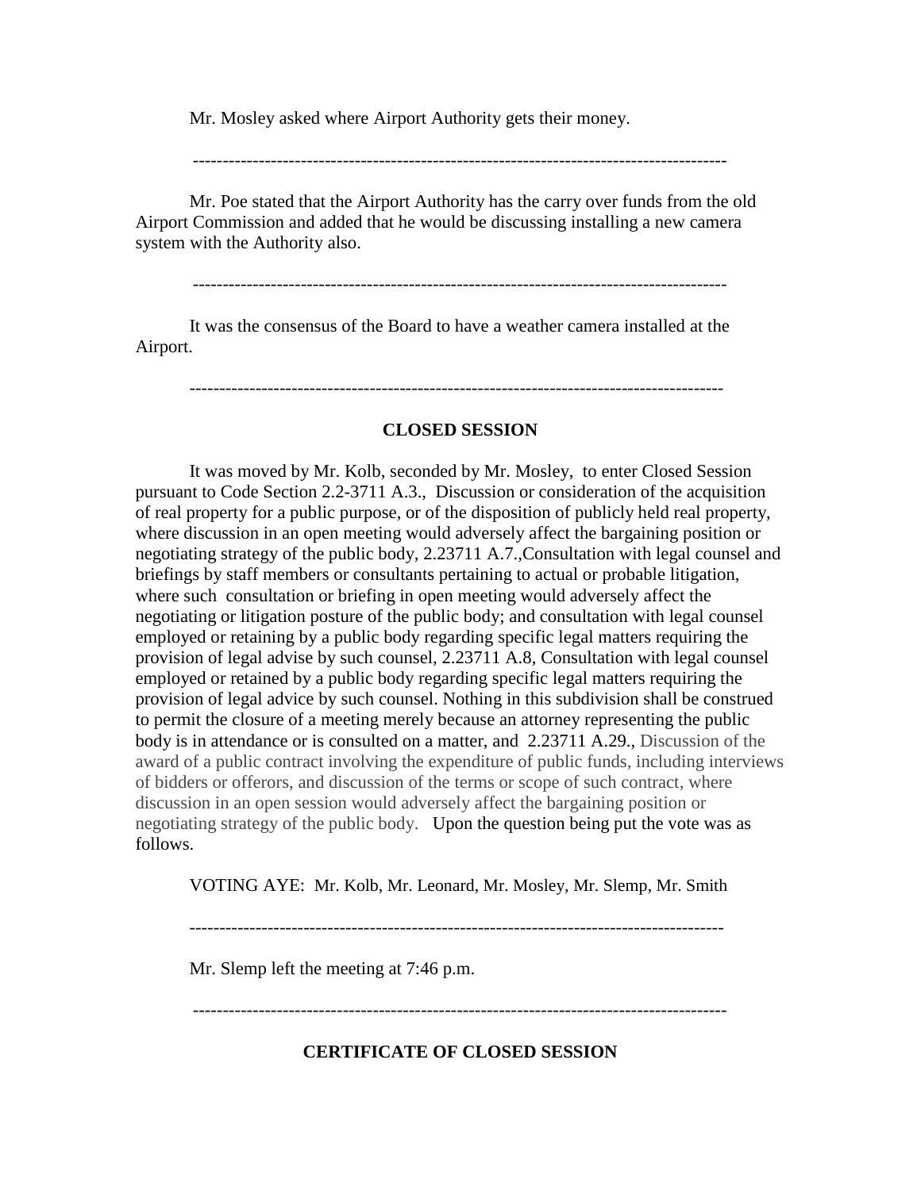Mr. Mosley asked where Airport Authority gets their money.

------------------------------------------------------------------------------------------

Mr. Poe stated that the Airport Authority has the carry over funds from the old Airport Commission and added that he would be discussing installing a new camera system with the Authority also.

------------------------------------------------------------------------------------------

It was the consensus of the Board to have a weather camera installed at the Airport.

------------------------------------------------------------------------------------------

**CLOSED SESSION**

It was moved by Mr. Kolb, seconded by Mr. Mosley, to enter Closed Session pursuant to Code Section 2.2-3711 A.3., Discussion or consideration of the acquisition of real property for a public purpose, or of the disposition of publicly held real property, where discussion in an open meeting would adversely affect the bargaining position or negotiating strategy of the public body, 2.23711 A.7.,Consultation with legal counsel and briefings by staff members or consultants pertaining to actual or probable litigation, where such consultation or briefing in open meeting would adversely affect the negotiating or litigation posture of the public body; and consultation with legal counsel employed or retaining by a public body regarding specific legal matters requiring the provision of legal advise by such counsel, 2.23711 A.8, Consultation with legal counsel employed or retained by a public body regarding specific legal matters requiring the provision of legal advice by such counsel. Nothing in this subdivision shall be construed to permit the closure of a meeting merely because an attorney representing the public body is in attendance or is consulted on a matter, and 2.23711 A.29., Discussion of the award of a public contract involving the expenditure of public funds, including interviews of bidders or offerors, and discussion of the terms or scope of such contract, where discussion in an open session would adversely affect the bargaining position or negotiating strategy of the public body. Upon the question being put the vote was as follows.

VOTING AYE: Mr. Kolb, Mr. Leonard, Mr. Mosley, Mr. Slemp, Mr. Smith

------------------------------------------------------------------------------------------

Mr. Slemp left the meeting at 7:46 p.m.

------------------------------------------------------------------------------------------

**CERTIFICATE OF CLOSED SESSION**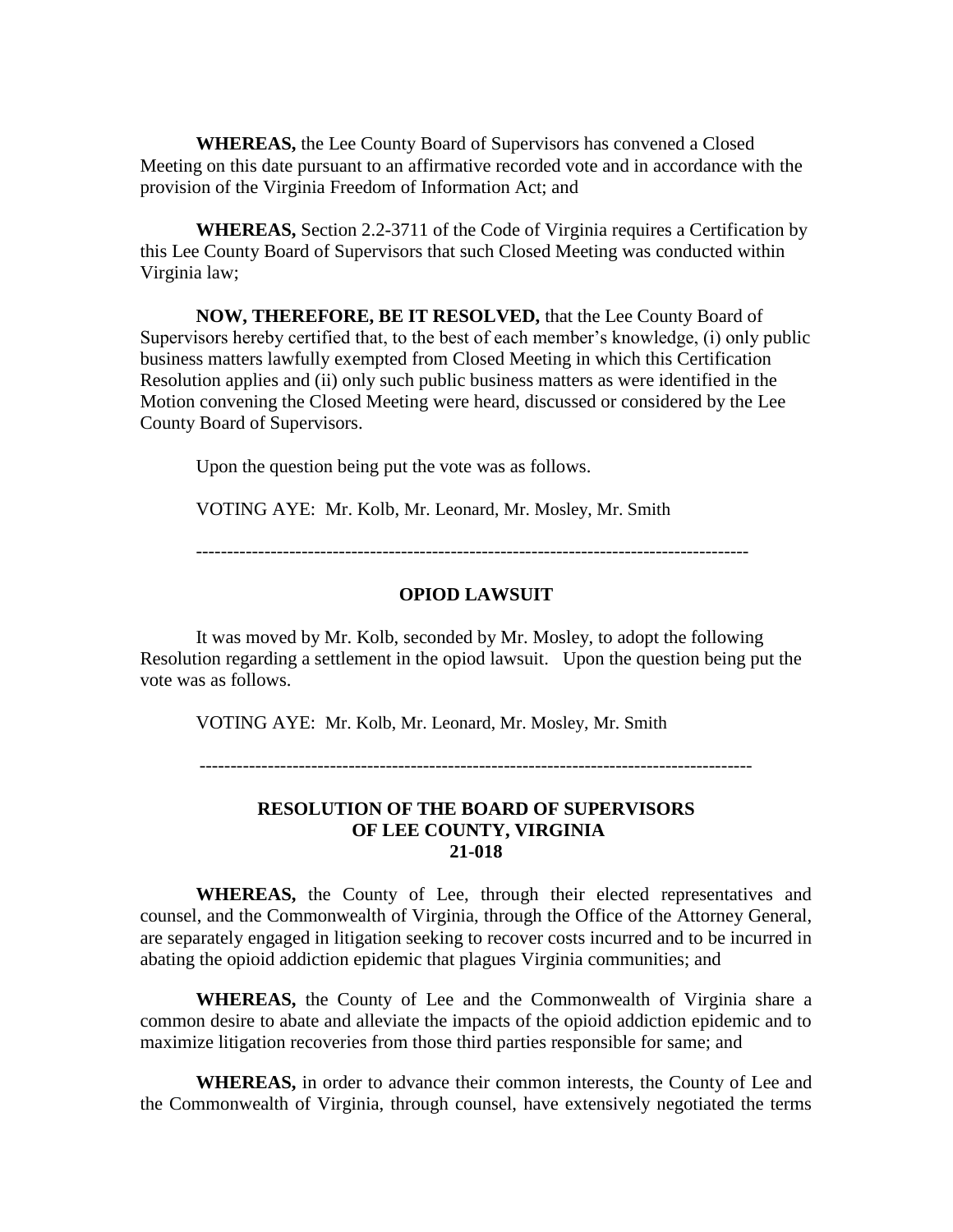**WHEREAS,** the Lee County Board of Supervisors has convened a Closed Meeting on this date pursuant to an affirmative recorded vote and in accordance with the provision of the Virginia Freedom of Information Act; and

**WHEREAS,** Section 2.2-3711 of the Code of Virginia requires a Certification by this Lee County Board of Supervisors that such Closed Meeting was conducted within Virginia law;

**NOW, THEREFORE, BE IT RESOLVED,** that the Lee County Board of Supervisors hereby certified that, to the best of each member's knowledge, (i) only public business matters lawfully exempted from Closed Meeting in which this Certification Resolution applies and (ii) only such public business matters as were identified in the Motion convening the Closed Meeting were heard, discussed or considered by the Lee County Board of Supervisors.

Upon the question being put the vote was as follows.

VOTING AYE: Mr. Kolb, Mr. Leonard, Mr. Mosley, Mr. Smith

---

**OPIOD LAWSUIT**

It was moved by Mr. Kolb, seconded by Mr. Mosley, to adopt the following Resolution regarding a settlement in the opiod lawsuit. Upon the question being put the vote was as follows.

VOTING AYE: Mr. Kolb, Mr. Leonard, Mr. Mosley, Mr. Smith

---

**RESOLUTION OF THE BOARD OF SUPERVISORS**
**OF LEE COUNTY, VIRGINIA**
**21-018**

**WHEREAS,** the County of Lee, through their elected representatives and counsel, and the Commonwealth of Virginia, through the Office of the Attorney General, are separately engaged in litigation seeking to recover costs incurred and to be incurred in abating the opioid addiction epidemic that plagues Virginia communities; and

**WHEREAS,** the County of Lee and the Commonwealth of Virginia share a common desire to abate and alleviate the impacts of the opioid addiction epidemic and to maximize litigation recoveries from those third parties responsible for same; and

**WHEREAS,** in order to advance their common interests, the County of Lee and the Commonwealth of Virginia, through counsel, have extensively negotiated the terms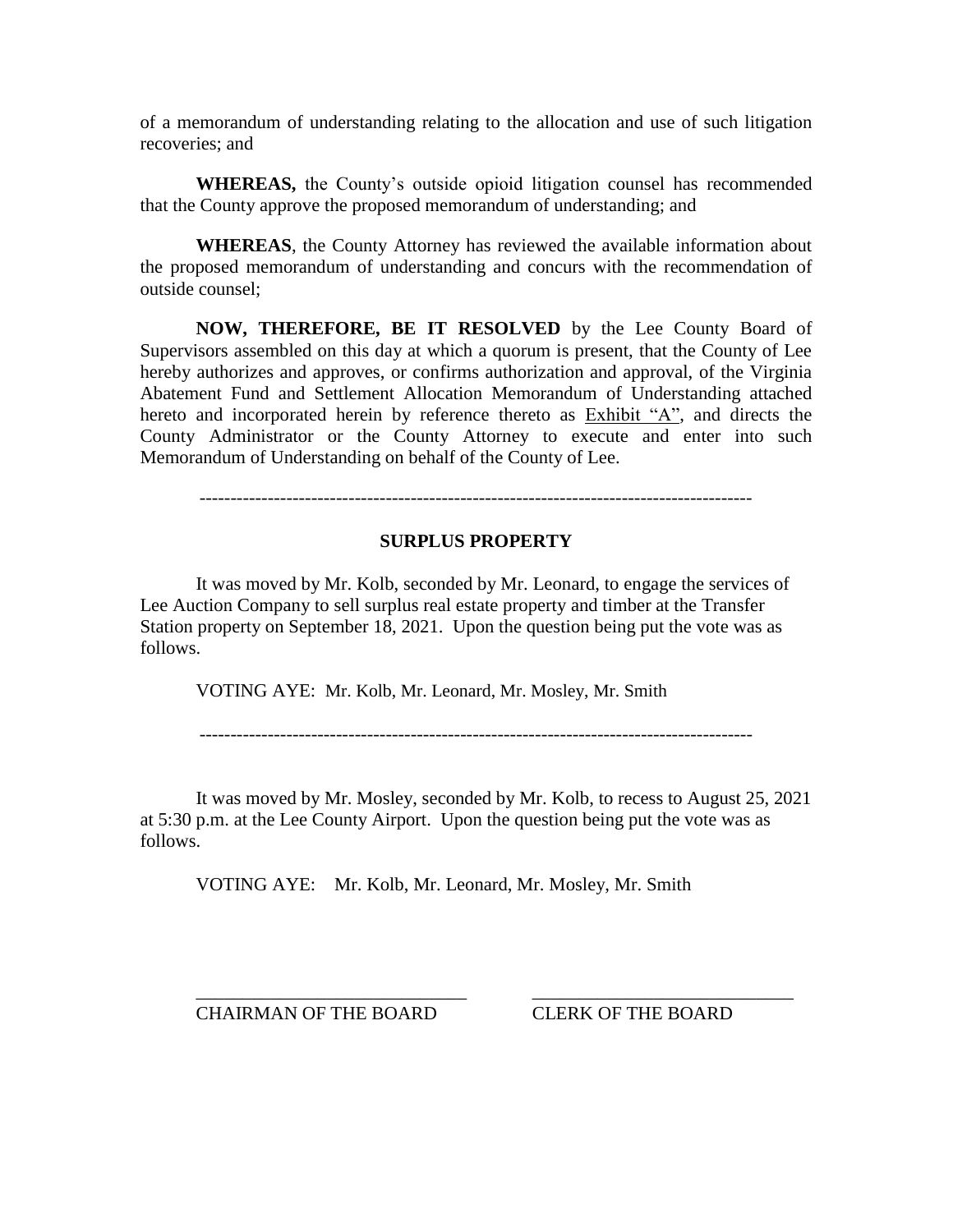of a memorandum of understanding relating to the allocation and use of such litigation recoveries; and

**WHEREAS,** the County's outside opioid litigation counsel has recommended that the County approve the proposed memorandum of understanding; and

**WHEREAS**, the County Attorney has reviewed the available information about the proposed memorandum of understanding and concurs with the recommendation of outside counsel;

**NOW, THEREFORE, BE IT RESOLVED** by the Lee County Board of Supervisors assembled on this day at which a quorum is present, that the County of Lee hereby authorizes and approves, or confirms authorization and approval, of the Virginia Abatement Fund and Settlement Allocation Memorandum of Understanding attached hereto and incorporated herein by reference thereto as Exhibit "A", and directs the County Administrator or the County Attorney to execute and enter into such Memorandum of Understanding on behalf of the County of Lee.

---

**SURPLUS PROPERTY**

It was moved by Mr. Kolb, seconded by Mr. Leonard, to engage the services of Lee Auction Company to sell surplus real estate property and timber at the Transfer Station property on September 18, 2021. Upon the question being put the vote was as follows.

VOTING AYE: Mr. Kolb, Mr. Leonard, Mr. Mosley, Mr. Smith

---

It was moved by Mr. Mosley, seconded by Mr. Kolb, to recess to August 25, 2021 at 5:30 p.m. at the Lee County Airport. Upon the question being put the vote was as follows.

VOTING AYE: Mr. Kolb, Mr. Leonard, Mr. Mosley, Mr. Smith

\_\_\_\_\_\_\_\_\_\_\_\_\_\_\_\_\_\_\_\_\_\_\_\_\_\_\_\_ \_\_\_\_\_\_\_\_\_\_\_\_\_\_\_\_\_\_\_\_\_\_\_\_\_\_\_\_

CHAIRMAN OF THE BOARD CLERK OF THE BOARD